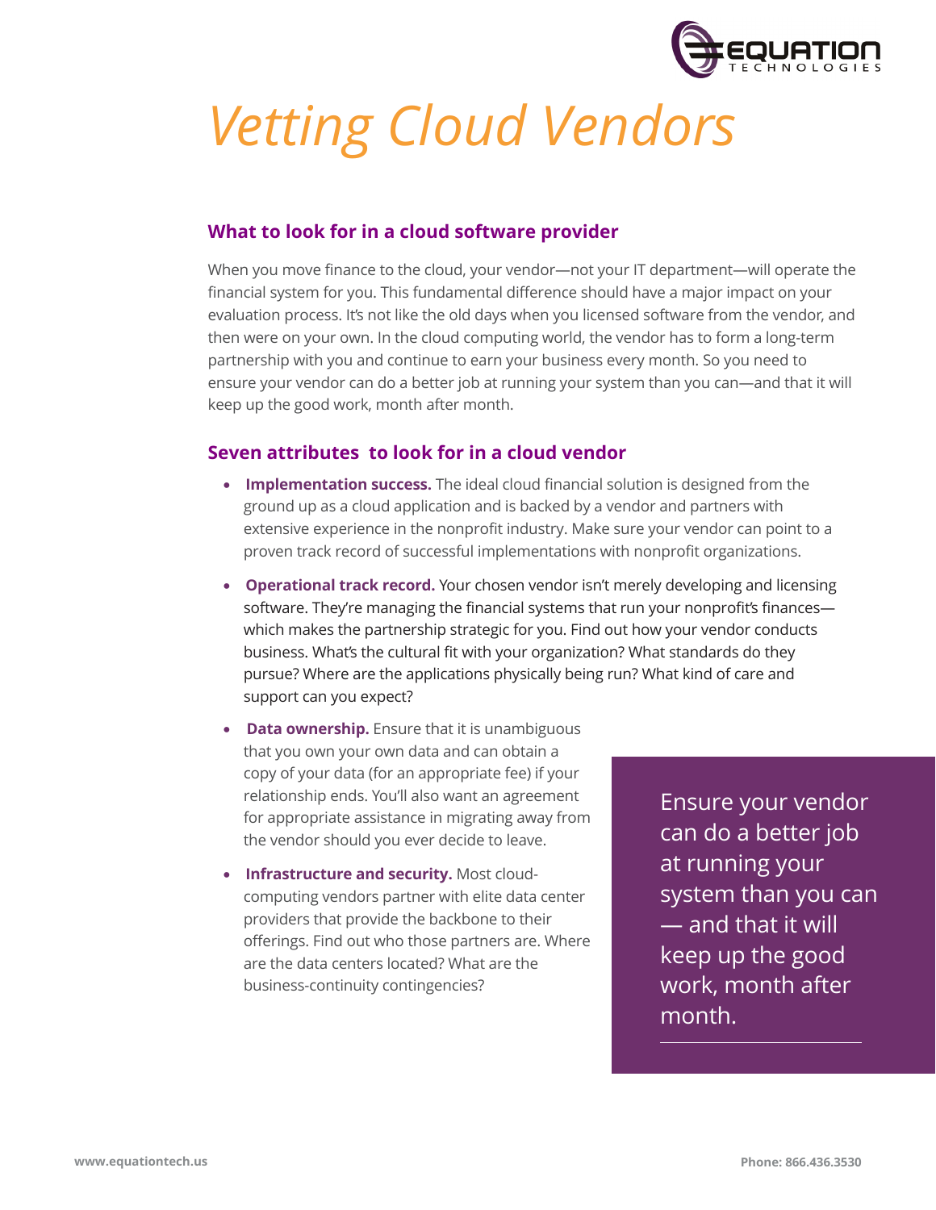# *Vetting Cloud Vendors*

## What to look for in a cloud software provider

When you move finance to the cloud, your vendor—not your IT department—will operate the financial system for you. This fundamental difference should have a major impact on your evaluation process. It's not like the old days when you licensed software from the vendor, and then were on your own. In the cloud computing world, the vendor has to form a long-term partnership with you and continue to earn your business every month. So you need to ensure your vendor can do a better job at running your system than you can—and that it will keep up the good work, month after month.

## Seven attributes to look for in a cloud vendor

- **Implementation success.** The ideal cloud financial solution is designed from the ground up as a cloud application and is backed by a vendor and partners with extensive experience in the nonprofit industry. Make sure your vendor can point to a proven track record of successful implementations with nonprofit organizations.
- **Operational track record.** Your chosen vendor isn't merely developing and licensing software. They're managing the financial systems that run your nonprofit's finances—which makes the partnership strategic for you. Find out how your vendor conducts business. What's the cultural fit with your organization? What standards do they pursue? Where are the applications physically being run? What kind of care and support can you expect?
- **Data ownership.** Ensure that it is unambiguous that you own your own data and can obtain a copy of your data (for an appropriate fee) if your relationship ends. You'll also want an agreement for appropriate assistance in migrating away from the vendor should you ever decide to leave.
- **Infrastructure and security.** Most cloud-computing vendors partner with elite data center providers that provide the backbone to their offerings. Find out who those partners are. Where are the data centers located? What are the business-continuity contingencies?

> Ensure your vendor can do a better job at running your system than you can — and that it will keep up the good work, month after month.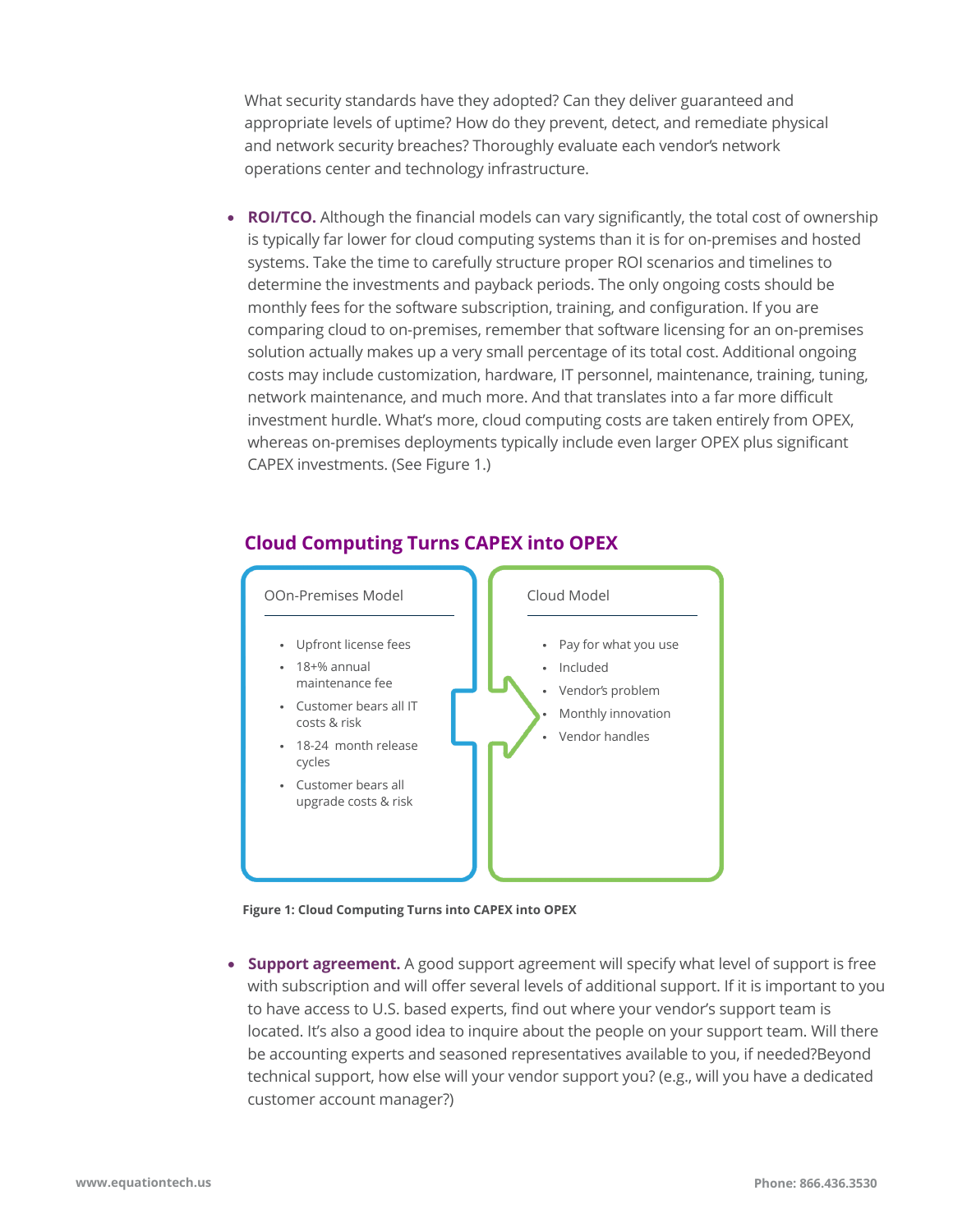What security standards have they adopted? Can they deliver guaranteed and appropriate levels of uptime? How do they prevent, detect, and remediate physical and network security breaches? Thoroughly evaluate each vendor's network operations center and technology infrastructure.

- **ROI/TCO.** Although the financial models can vary significantly, the total cost of ownership is typically far lower for cloud computing systems than it is for on-premises and hosted systems. Take the time to carefully structure proper ROI scenarios and timelines to determine the investments and payback periods. The only ongoing costs should be monthly fees for the software subscription, training, and configuration. If you are comparing cloud to on-premises, remember that software licensing for an on-premises solution actually makes up a very small percentage of its total cost. Additional ongoing costs may include customization, hardware, IT personnel, maintenance, training, tuning, network maintenance, and much more. And that translates into a far more difficult investment hurdle. What's more, cloud computing costs are taken entirely from OPEX, whereas on-premises deployments typically include even larger OPEX plus significant CAPEX investments. (See Figure 1.)

## Cloud Computing Turns CAPEX into OPEX

| OOn-Premises Model | Cloud Model |
|---|---|
| Upfront license fees | Pay for what you use |
| 18+% annual maintenance fee | Included |
| Customer bears all IT costs & risk | Vendor's problem |
| 18-24 month release cycles | Monthly innovation |
| Customer bears all upgrade costs & risk | Vendor handles |

**Figure 1: Cloud Computing Turns into CAPEX into OPEX**

- **Support agreement.** A good support agreement will specify what level of support is free with subscription and will offer several levels of additional support. If it is important to you to have access to U.S. based experts, find out where your vendor's support team is located. It's also a good idea to inquire about the people on your support team. Will there be accounting experts and seasoned representatives available to you, if needed?Beyond technical support, how else will your vendor support you? (e.g., will you have a dedicated customer account manager?)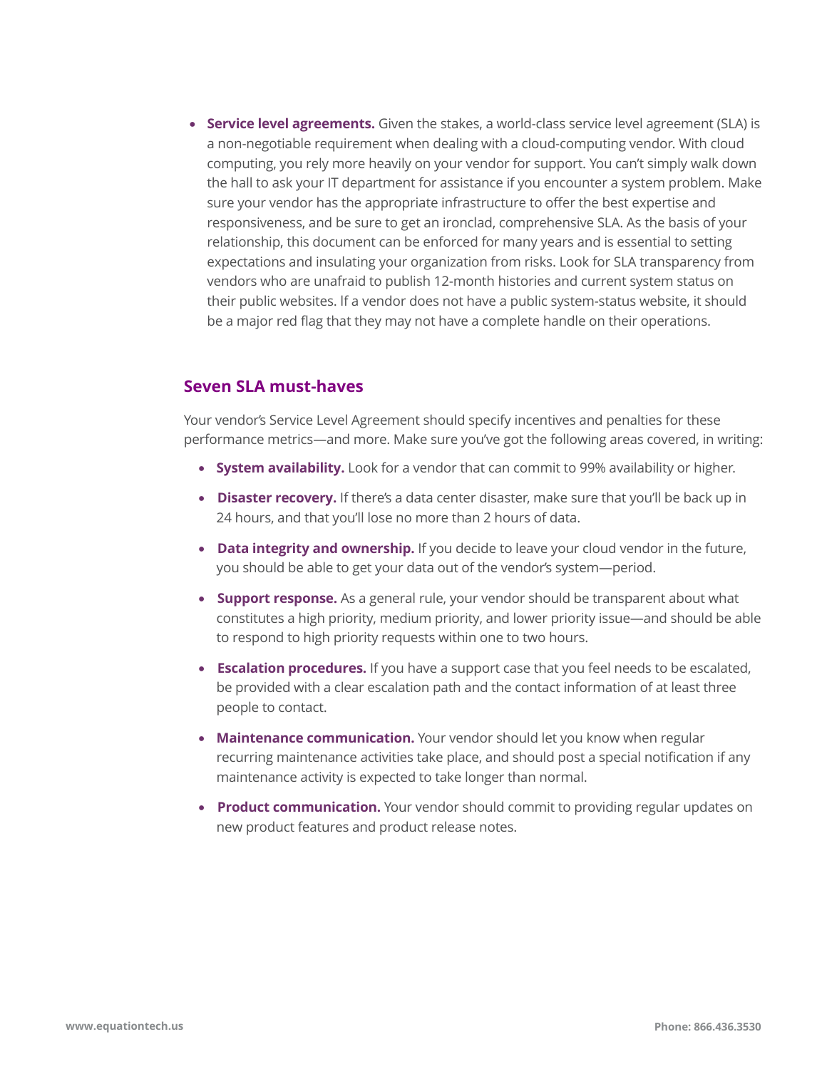- **Service level agreements.** Given the stakes, a world-class service level agreement (SLA) is a non-negotiable requirement when dealing with a cloud-computing vendor. With cloud computing, you rely more heavily on your vendor for support. You can't simply walk down the hall to ask your IT department for assistance if you encounter a system problem. Make sure your vendor has the appropriate infrastructure to offer the best expertise and responsiveness, and be sure to get an ironclad, comprehensive SLA. As the basis of your relationship, this document can be enforced for many years and is essential to setting expectations and insulating your organization from risks. Look for SLA transparency from vendors who are unafraid to publish 12-month histories and current system status on their public websites. If a vendor does not have a public system-status website, it should be a major red flag that they may not have a complete handle on their operations.

## Seven SLA must-haves

Your vendor's Service Level Agreement should specify incentives and penalties for these performance metrics—and more. Make sure you've got the following areas covered, in writing:

- **System availability.** Look for a vendor that can commit to 99% availability or higher.
- **Disaster recovery.** If there's a data center disaster, make sure that you'll be back up in 24 hours, and that you'll lose no more than 2 hours of data.
- **Data integrity and ownership.** If you decide to leave your cloud vendor in the future, you should be able to get your data out of the vendor's system—period.
- **Support response.** As a general rule, your vendor should be transparent about what constitutes a high priority, medium priority, and lower priority issue—and should be able to respond to high priority requests within one to two hours.
- **Escalation procedures.** If you have a support case that you feel needs to be escalated, be provided with a clear escalation path and the contact information of at least three people to contact.
- **Maintenance communication.** Your vendor should let you know when regular recurring maintenance activities take place, and should post a special notification if any maintenance activity is expected to take longer than normal.
- **Product communication.** Your vendor should commit to providing regular updates on new product features and product release notes.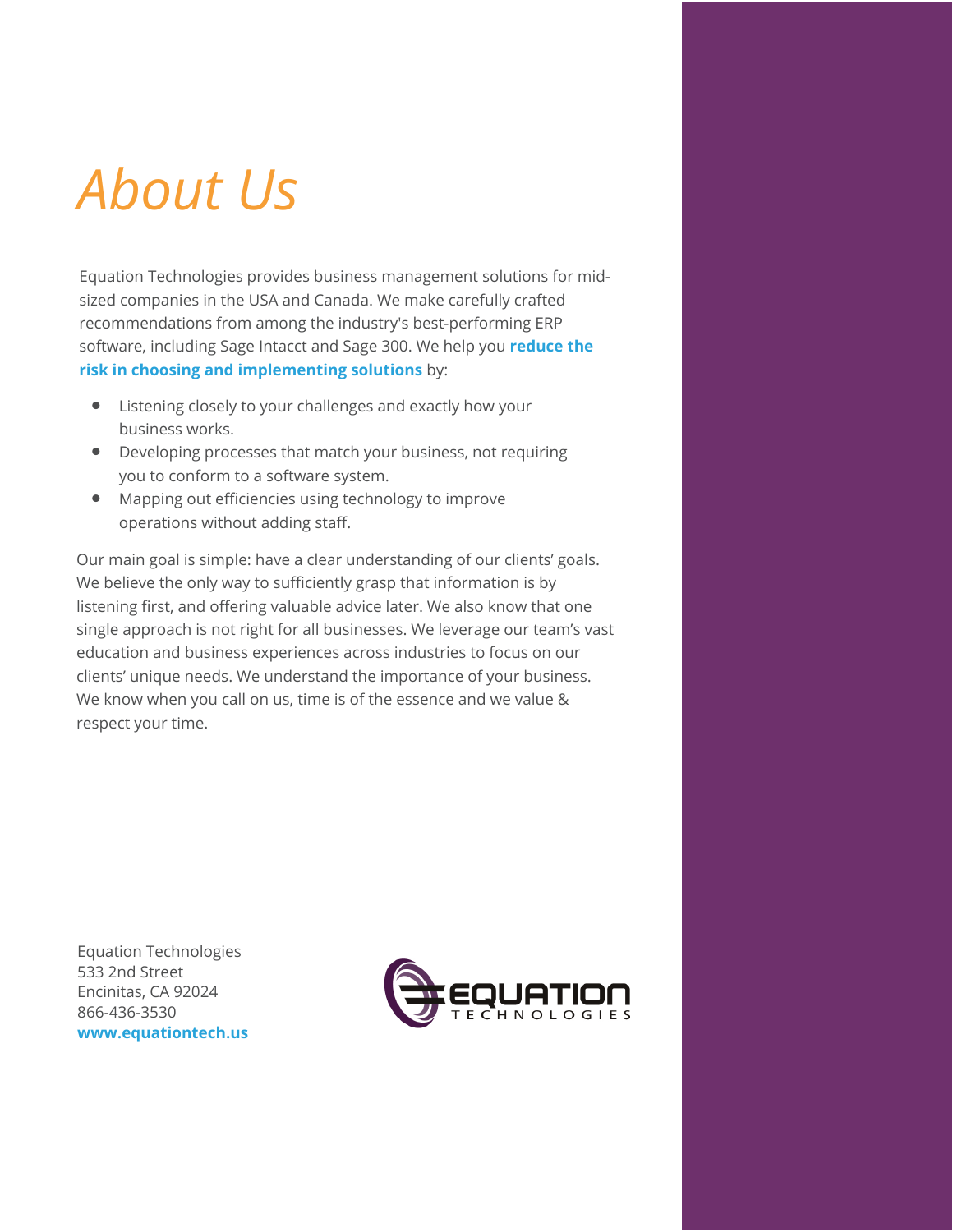# *About Us*

Equation Technologies provides business management solutions for mid-sized companies in the USA and Canada. We make carefully crafted recommendations from among the industry's best-performing ERP software, including Sage Intacct and Sage 300. We help you **reduce the risk in choosing and implementing solutions** by:

- Listening closely to your challenges and exactly how your business works.
- Developing processes that match your business, not requiring you to conform to a software system.
- Mapping out efficiencies using technology to improve operations without adding staff.

Our main goal is simple: have a clear understanding of our clients' goals. We believe the only way to sufficiently grasp that information is by listening first, and offering valuable advice later. We also know that one single approach is not right for all businesses. We leverage our team's vast education and business experiences across industries to focus on our clients' unique needs. We understand the importance of your business. We know when you call on us, time is of the essence and we value & respect your time.

Equation Technologies
533 2nd Street
Encinitas, CA 92024
866-436-3530
**www.equationtech.us**

EQUATION TECHNOLOGIES